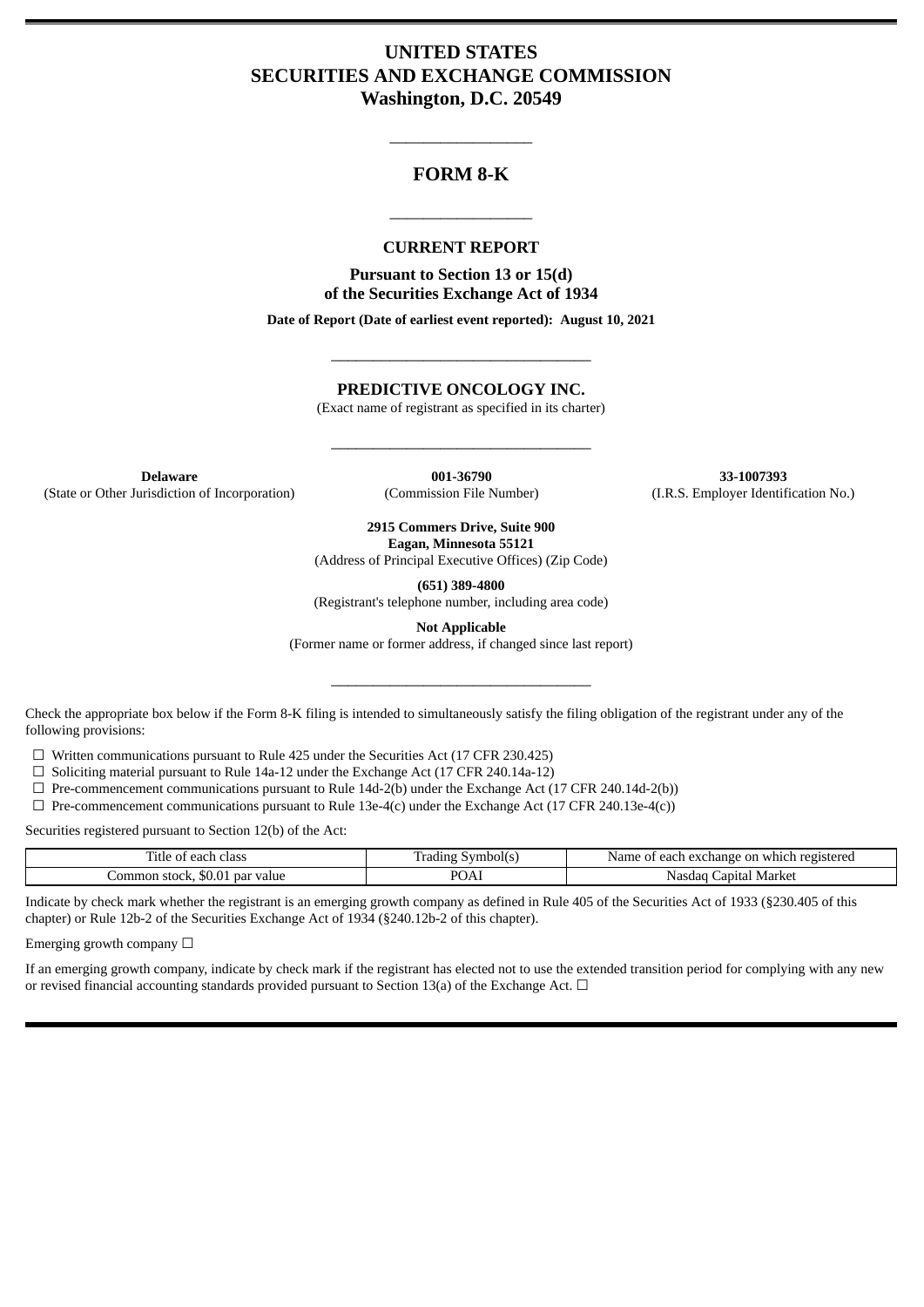# UNITED STATES
# SECURITIES AND EXCHANGE COMMISSION
## Washington, D.C. 20549

---

# FORM 8-K

---

## CURRENT REPORT

**Pursuant to Section 13 or 15(d)**
**of the Securities Exchange Act of 1934**

**Date of Report (Date of earliest event reported): August 10, 2021**

---

**PREDICTIVE ONCOLOGY INC.**
(Exact name of registrant as specified in its charter)

---

| **Delaware** | **001-36790** | **33-1007393** |
|---|---|---|
| (State or Other Jurisdiction of Incorporation) | (Commission File Number) | (I.R.S. Employer Identification No.) |

**2915 Commers Drive, Suite 900**
**Eagan, Minnesota 55121**
(Address of Principal Executive Offices) (Zip Code)

**(651) 389-4800**
(Registrant's telephone number, including area code)

**Not Applicable**
(Former name or former address, if changed since last report)

---

Check the appropriate box below if the Form 8-K filing is intended to simultaneously satisfy the filing obligation of the registrant under any of the following provisions:

☐ Written communications pursuant to Rule 425 under the Securities Act (17 CFR 230.425)
☐ Soliciting material pursuant to Rule 14a-12 under the Exchange Act (17 CFR 240.14a-12)
☐ Pre-commencement communications pursuant to Rule 14d-2(b) under the Exchange Act (17 CFR 240.14d-2(b))
☐ Pre-commencement communications pursuant to Rule 13e-4(c) under the Exchange Act (17 CFR 240.13e-4(c))

Securities registered pursuant to Section 12(b) of the Act:

| Title of each class | Trading Symbol(s) | Name of each exchange on which registered |
|---|---|---|
| Common stock, $0.01 par value | POAI | Nasdaq Capital Market |

Indicate by check mark whether the registrant is an emerging growth company as defined in Rule 405 of the Securities Act of 1933 (§230.405 of this chapter) or Rule 12b-2 of the Securities Exchange Act of 1934 (§240.12b-2 of this chapter).

Emerging growth company ☐

If an emerging growth company, indicate by check mark if the registrant has elected not to use the extended transition period for complying with any new or revised financial accounting standards provided pursuant to Section 13(a) of the Exchange Act. ☐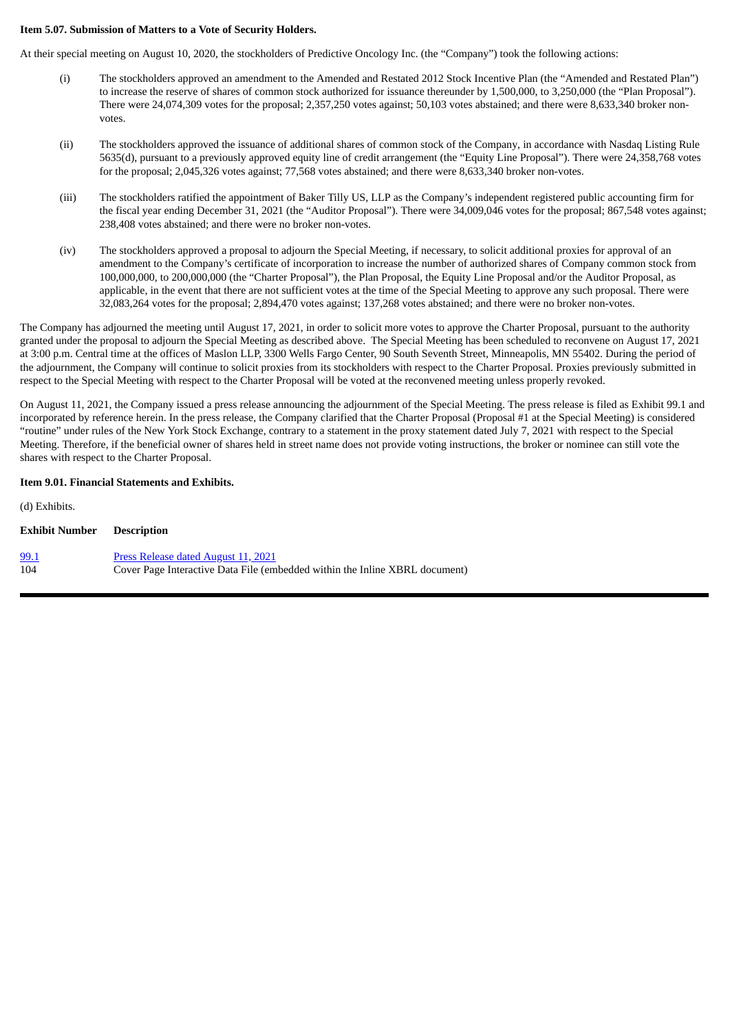**Item 5.07. Submission of Matters to a Vote of Security Holders.**

At their special meeting on August 10, 2020, the stockholders of Predictive Oncology Inc. (the "Company") took the following actions:

(i) The stockholders approved an amendment to the Amended and Restated 2012 Stock Incentive Plan (the "Amended and Restated Plan") to increase the reserve of shares of common stock authorized for issuance thereunder by 1,500,000, to 3,250,000 (the "Plan Proposal"). There were 24,074,309 votes for the proposal; 2,357,250 votes against; 50,103 votes abstained; and there were 8,633,340 broker non-votes.

(ii) The stockholders approved the issuance of additional shares of common stock of the Company, in accordance with Nasdaq Listing Rule 5635(d), pursuant to a previously approved equity line of credit arrangement (the "Equity Line Proposal"). There were 24,358,768 votes for the proposal; 2,045,326 votes against; 77,568 votes abstained; and there were 8,633,340 broker non-votes.

(iii) The stockholders ratified the appointment of Baker Tilly US, LLP as the Company's independent registered public accounting firm for the fiscal year ending December 31, 2021 (the "Auditor Proposal"). There were 34,009,046 votes for the proposal; 867,548 votes against; 238,408 votes abstained; and there were no broker non-votes.

(iv) The stockholders approved a proposal to adjourn the Special Meeting, if necessary, to solicit additional proxies for approval of an amendment to the Company's certificate of incorporation to increase the number of authorized shares of Company common stock from 100,000,000, to 200,000,000 (the "Charter Proposal"), the Plan Proposal, the Equity Line Proposal and/or the Auditor Proposal, as applicable, in the event that there are not sufficient votes at the time of the Special Meeting to approve any such proposal. There were 32,083,264 votes for the proposal; 2,894,470 votes against; 137,268 votes abstained; and there were no broker non-votes.

The Company has adjourned the meeting until August 17, 2021, in order to solicit more votes to approve the Charter Proposal, pursuant to the authority granted under the proposal to adjourn the Special Meeting as described above. The Special Meeting has been scheduled to reconvene on August 17, 2021 at 3:00 p.m. Central time at the offices of Maslon LLP, 3300 Wells Fargo Center, 90 South Seventh Street, Minneapolis, MN 55402. During the period of the adjournment, the Company will continue to solicit proxies from its stockholders with respect to the Charter Proposal. Proxies previously submitted in respect to the Special Meeting with respect to the Charter Proposal will be voted at the reconvened meeting unless properly revoked.

On August 11, 2021, the Company issued a press release announcing the adjournment of the Special Meeting. The press release is filed as Exhibit 99.1 and incorporated by reference herein. In the press release, the Company clarified that the Charter Proposal (Proposal #1 at the Special Meeting) is considered "routine" under rules of the New York Stock Exchange, contrary to a statement in the proxy statement dated July 7, 2021 with respect to the Special Meeting. Therefore, if the beneficial owner of shares held in street name does not provide voting instructions, the broker or nominee can still vote the shares with respect to the Charter Proposal.

**Item 9.01. Financial Statements and Exhibits.**

(d) Exhibits.

| Exhibit Number | Description |
|---|---|
| 99.1 | Press Release dated August 11, 2021 |
| 104 | Cover Page Interactive Data File (embedded within the Inline XBRL document) |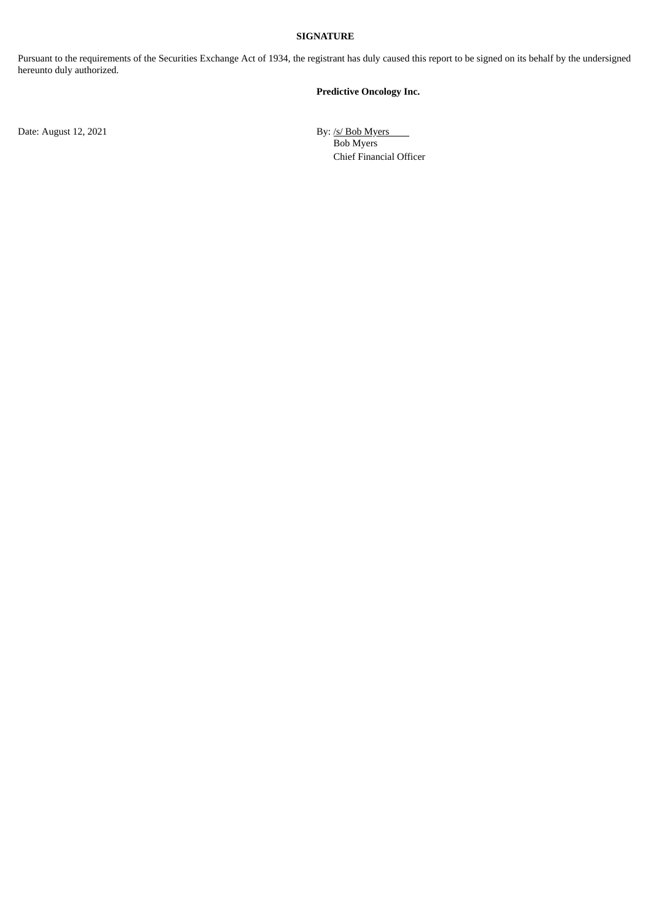**SIGNATURE**

Pursuant to the requirements of the Securities Exchange Act of 1934, the registrant has duly caused this report to be signed on its behalf by the undersigned hereunto duly authorized.

**Predictive Oncology Inc.**

Date: August 12, 2021

By: /s/ Bob Myers
Bob Myers
Chief Financial Officer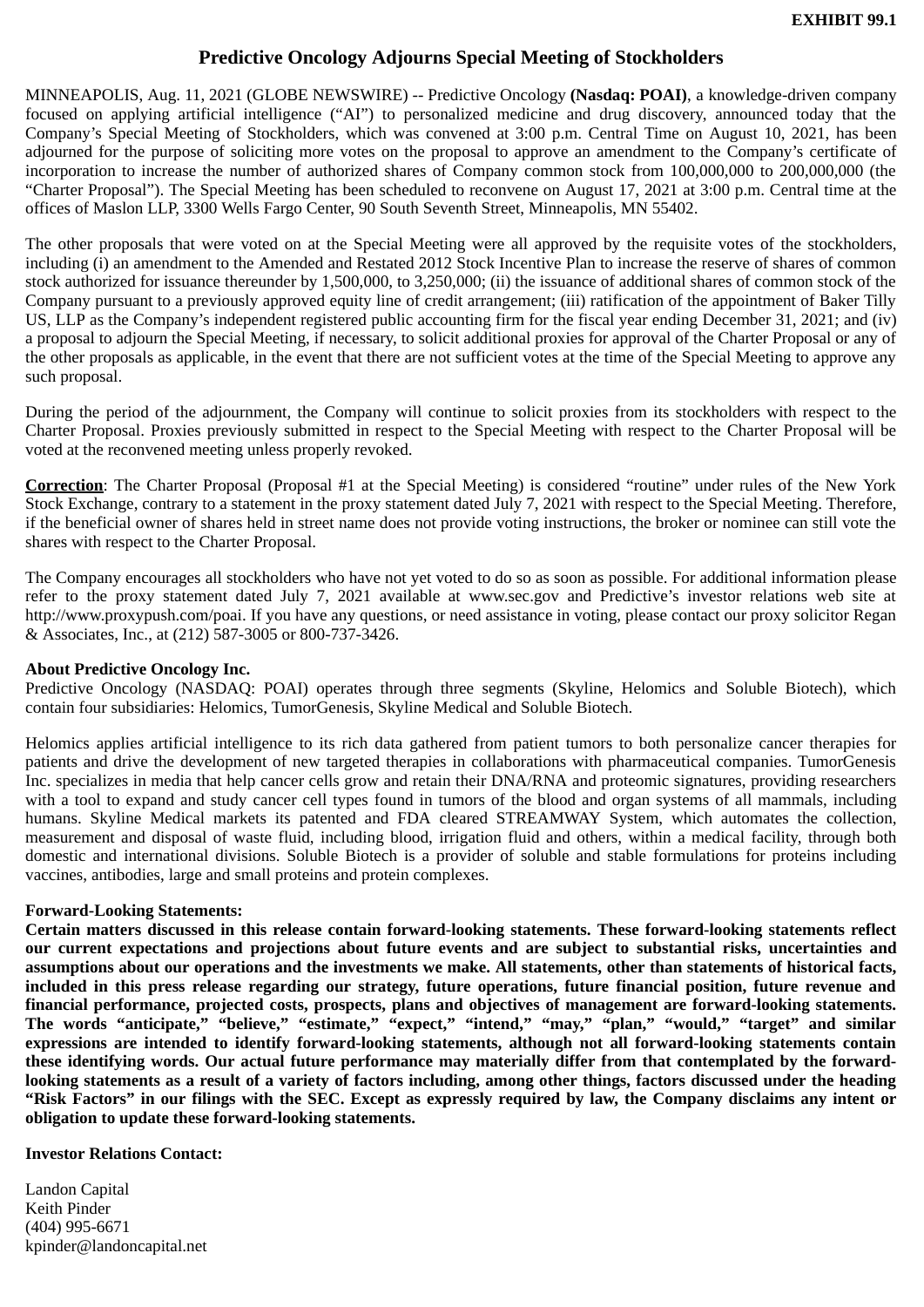**EXHIBIT 99.1**

# Predictive Oncology Adjourns Special Meeting of Stockholders

MINNEAPOLIS, Aug. 11, 2021 (GLOBE NEWSWIRE) -- Predictive Oncology **(Nasdaq: POAI)**, a knowledge-driven company focused on applying artificial intelligence ("AI") to personalized medicine and drug discovery, announced today that the Company's Special Meeting of Stockholders, which was convened at 3:00 p.m. Central Time on August 10, 2021, has been adjourned for the purpose of soliciting more votes on the proposal to approve an amendment to the Company's certificate of incorporation to increase the number of authorized shares of Company common stock from 100,000,000 to 200,000,000 (the "Charter Proposal"). The Special Meeting has been scheduled to reconvene on August 17, 2021 at 3:00 p.m. Central time at the offices of Maslon LLP, 3300 Wells Fargo Center, 90 South Seventh Street, Minneapolis, MN 55402.

The other proposals that were voted on at the Special Meeting were all approved by the requisite votes of the stockholders, including (i) an amendment to the Amended and Restated 2012 Stock Incentive Plan to increase the reserve of shares of common stock authorized for issuance thereunder by 1,500,000, to 3,250,000; (ii) the issuance of additional shares of common stock of the Company pursuant to a previously approved equity line of credit arrangement; (iii) ratification of the appointment of Baker Tilly US, LLP as the Company's independent registered public accounting firm for the fiscal year ending December 31, 2021; and (iv) a proposal to adjourn the Special Meeting, if necessary, to solicit additional proxies for approval of the Charter Proposal or any of the other proposals as applicable, in the event that there are not sufficient votes at the time of the Special Meeting to approve any such proposal.

During the period of the adjournment, the Company will continue to solicit proxies from its stockholders with respect to the Charter Proposal. Proxies previously submitted in respect to the Special Meeting with respect to the Charter Proposal will be voted at the reconvened meeting unless properly revoked.

**Correction**: The Charter Proposal (Proposal #1 at the Special Meeting) is considered "routine" under rules of the New York Stock Exchange, contrary to a statement in the proxy statement dated July 7, 2021 with respect to the Special Meeting. Therefore, if the beneficial owner of shares held in street name does not provide voting instructions, the broker or nominee can still vote the shares with respect to the Charter Proposal.

The Company encourages all stockholders who have not yet voted to do so as soon as possible. For additional information please refer to the proxy statement dated July 7, 2021 available at www.sec.gov and Predictive's investor relations web site at http://www.proxypush.com/poai. If you have any questions, or need assistance in voting, please contact our proxy solicitor Regan & Associates, Inc., at (212) 587-3005 or 800-737-3426.

**About Predictive Oncology Inc.**

Predictive Oncology (NASDAQ: POAI) operates through three segments (Skyline, Helomics and Soluble Biotech), which contain four subsidiaries: Helomics, TumorGenesis, Skyline Medical and Soluble Biotech.

Helomics applies artificial intelligence to its rich data gathered from patient tumors to both personalize cancer therapies for patients and drive the development of new targeted therapies in collaborations with pharmaceutical companies. TumorGenesis Inc. specializes in media that help cancer cells grow and retain their DNA/RNA and proteomic signatures, providing researchers with a tool to expand and study cancer cell types found in tumors of the blood and organ systems of all mammals, including humans. Skyline Medical markets its patented and FDA cleared STREAMWAY System, which automates the collection, measurement and disposal of waste fluid, including blood, irrigation fluid and others, within a medical facility, through both domestic and international divisions. Soluble Biotech is a provider of soluble and stable formulations for proteins including vaccines, antibodies, large and small proteins and protein complexes.

**Forward-Looking Statements:**

**Certain matters discussed in this release contain forward-looking statements. These forward-looking statements reflect our current expectations and projections about future events and are subject to substantial risks, uncertainties and assumptions about our operations and the investments we make. All statements, other than statements of historical facts, included in this press release regarding our strategy, future operations, future financial position, future revenue and financial performance, projected costs, prospects, plans and objectives of management are forward-looking statements. The words "anticipate," "believe," "estimate," "expect," "intend," "may," "plan," "would," "target" and similar expressions are intended to identify forward-looking statements, although not all forward-looking statements contain these identifying words. Our actual future performance may materially differ from that contemplated by the forward-looking statements as a result of a variety of factors including, among other things, factors discussed under the heading "Risk Factors" in our filings with the SEC. Except as expressly required by law, the Company disclaims any intent or obligation to update these forward-looking statements.**

**Investor Relations Contact:**

Landon Capital
Keith Pinder
(404) 995-6671
kpinder@landoncapital.net